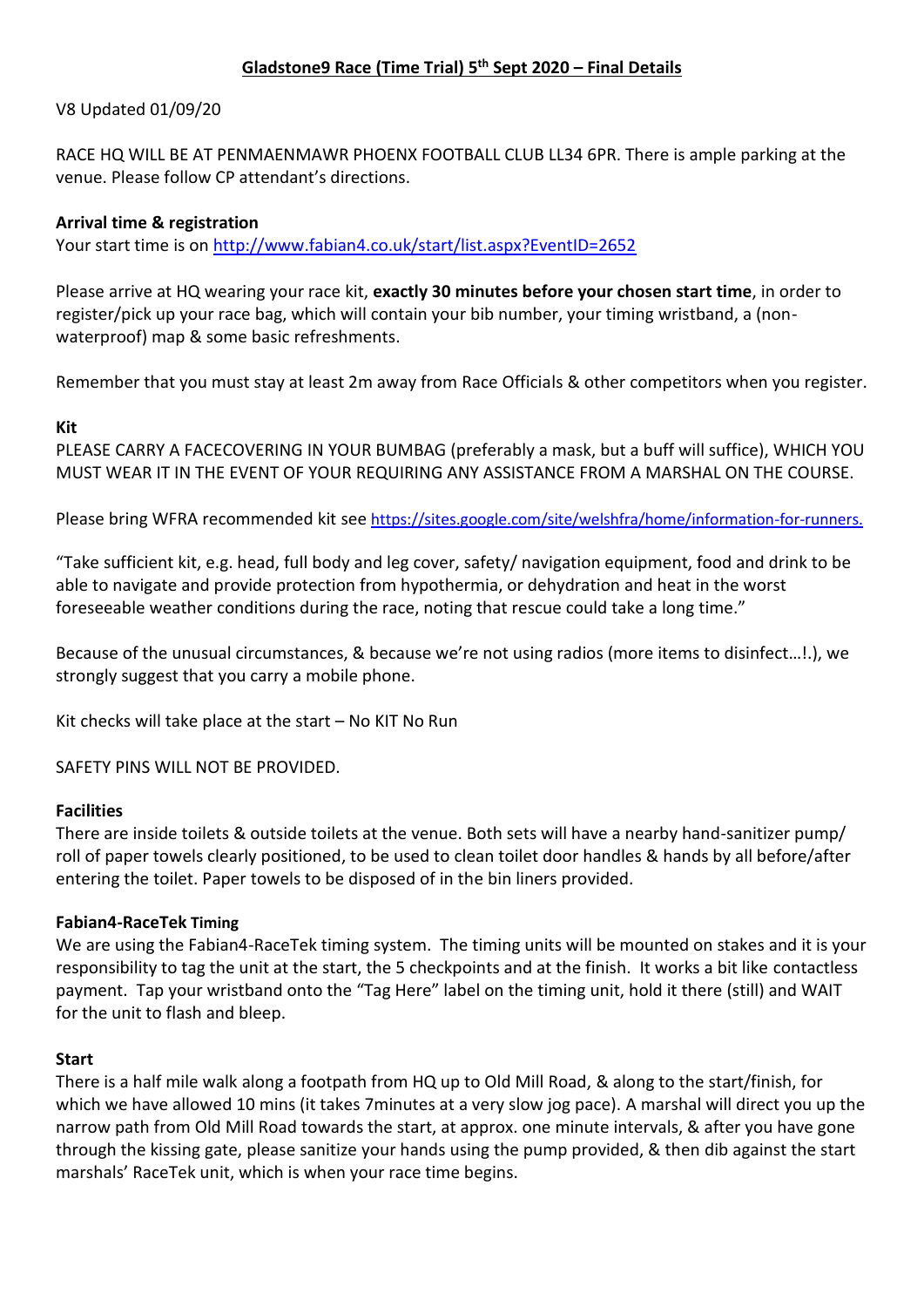# Gladstone9 Race (Time Trial) 5th Sept 2020 – Final Details

V8 Updated 01/09/20

RACE HQ WILL BE AT PENMAENMAWR PHOENX FOOTBALL CLUB LL34 6PR. There is ample parking at the venue. Please follow CP attendant's directions.

**Arrival time & registration**

Your start time is on http://www.fabian4.co.uk/start/list.aspx?EventID=2652

Please arrive at HQ wearing your race kit, **exactly 30 minutes before your chosen start time**, in order to register/pick up your race bag, which will contain your bib number, your timing wristband, a (non-waterproof) map & some basic refreshments.

Remember that you must stay at least 2m away from Race Officials & other competitors when you register.

**Kit**

PLEASE CARRY A FACECOVERING IN YOUR BUMBAG (preferably a mask, but a buff will suffice), WHICH YOU MUST WEAR IT IN THE EVENT OF YOUR REQUIRING ANY ASSISTANCE FROM A MARSHAL ON THE COURSE.

Please bring WFRA recommended kit see https://sites.google.com/site/welshfra/home/information-for-runners.

"Take sufficient kit, e.g. head, full body and leg cover, safety/ navigation equipment, food and drink to be able to navigate and provide protection from hypothermia, or dehydration and heat in the worst foreseeable weather conditions during the race, noting that rescue could take a long time."

Because of the unusual circumstances, & because we're not using radios (more items to disinfect…!.), we strongly suggest that you carry a mobile phone.

Kit checks will take place at the start – No KIT No Run

SAFETY PINS WILL NOT BE PROVIDED.

**Facilities**

There are inside toilets & outside toilets at the venue. Both sets will have a nearby hand-sanitizer pump/ roll of paper towels clearly positioned, to be used to clean toilet door handles & hands by all before/after entering the toilet. Paper towels to be disposed of in the bin liners provided.

**Fabian4-RaceTek Timing**

We are using the Fabian4-RaceTek timing system. The timing units will be mounted on stakes and it is your responsibility to tag the unit at the start, the 5 checkpoints and at the finish. It works a bit like contactless payment. Tap your wristband onto the "Tag Here" label on the timing unit, hold it there (still) and WAIT for the unit to flash and bleep.

**Start**

There is a half mile walk along a footpath from HQ up to Old Mill Road, & along to the start/finish, for which we have allowed 10 mins (it takes 7minutes at a very slow jog pace). A marshal will direct you up the narrow path from Old Mill Road towards the start, at approx. one minute intervals, & after you have gone through the kissing gate, please sanitize your hands using the pump provided, & then dib against the start marshals' RaceTek unit, which is when your race time begins.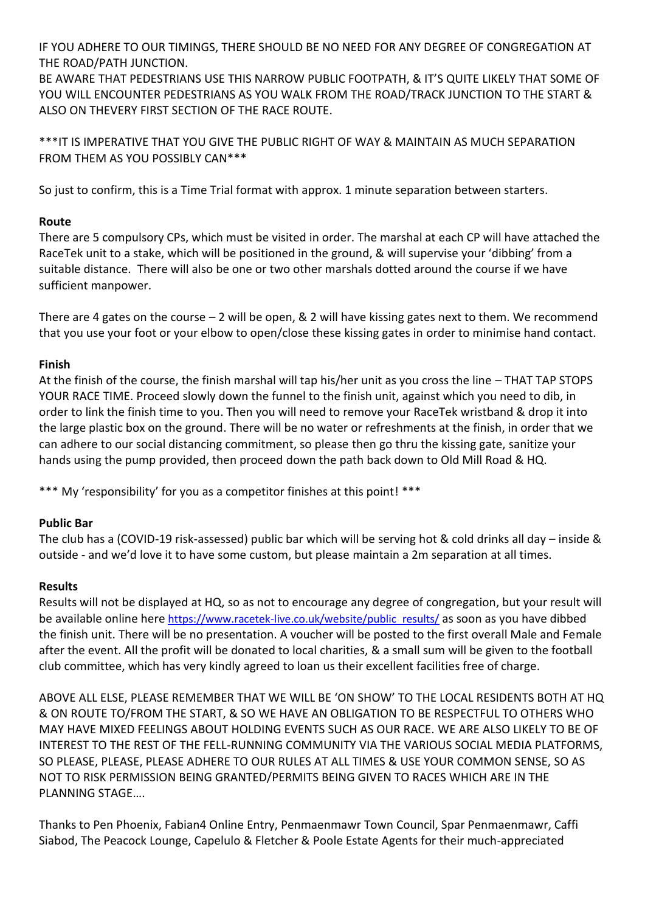IF YOU ADHERE TO OUR TIMINGS, THERE SHOULD BE NO NEED FOR ANY DEGREE OF CONGREGATION AT THE ROAD/PATH JUNCTION.
BE AWARE THAT PEDESTRIANS USE THIS NARROW PUBLIC FOOTPATH, & IT'S QUITE LIKELY THAT SOME OF YOU WILL ENCOUNTER PEDESTRIANS AS YOU WALK FROM THE ROAD/TRACK JUNCTION TO THE START & ALSO ON THEVERY FIRST SECTION OF THE RACE ROUTE.

***IT IS IMPERATIVE THAT YOU GIVE THE PUBLIC RIGHT OF WAY & MAINTAIN AS MUCH SEPARATION FROM THEM AS YOU POSSIBLY CAN***

So just to confirm, this is a Time Trial format with approx. 1 minute separation between starters.

**Route**
There are 5 compulsory CPs, which must be visited in order. The marshal at each CP will have attached the RaceTek unit to a stake, which will be positioned in the ground, & will supervise your 'dibbing' from a suitable distance. There will also be one or two other marshals dotted around the course if we have sufficient manpower.

There are 4 gates on the course – 2 will be open, & 2 will have kissing gates next to them. We recommend that you use your foot or your elbow to open/close these kissing gates in order to minimise hand contact.

**Finish**
At the finish of the course, the finish marshal will tap his/her unit as you cross the line – THAT TAP STOPS YOUR RACE TIME. Proceed slowly down the funnel to the finish unit, against which you need to dib, in order to link the finish time to you. Then you will need to remove your RaceTek wristband & drop it into the large plastic box on the ground. There will be no water or refreshments at the finish, in order that we can adhere to our social distancing commitment, so please then go thru the kissing gate, sanitize your hands using the pump provided, then proceed down the path back down to Old Mill Road & HQ.

*** My 'responsibility' for you as a competitor finishes at this point! ***

**Public Bar**
The club has a (COVID-19 risk-assessed) public bar which will be serving hot & cold drinks all day – inside & outside - and we'd love it to have some custom, but please maintain a 2m separation at all times.

**Results**
Results will not be displayed at HQ, so as not to encourage any degree of congregation, but your result will be available online here https://www.racetek-live.co.uk/website/public_results/ as soon as you have dibbed the finish unit. There will be no presentation. A voucher will be posted to the first overall Male and Female after the event. All the profit will be donated to local charities, & a small sum will be given to the football club committee, which has very kindly agreed to loan us their excellent facilities free of charge.

ABOVE ALL ELSE, PLEASE REMEMBER THAT WE WILL BE 'ON SHOW' TO THE LOCAL RESIDENTS BOTH AT HQ & ON ROUTE TO/FROM THE START, & SO WE HAVE AN OBLIGATION TO BE RESPECTFUL TO OTHERS WHO MAY HAVE MIXED FEELINGS ABOUT HOLDING EVENTS SUCH AS OUR RACE. WE ARE ALSO LIKELY TO BE OF INTEREST TO THE REST OF THE FELL-RUNNING COMMUNITY VIA THE VARIOUS SOCIAL MEDIA PLATFORMS, SO PLEASE, PLEASE, PLEASE ADHERE TO OUR RULES AT ALL TIMES & USE YOUR COMMON SENSE, SO AS NOT TO RISK PERMISSION BEING GRANTED/PERMITS BEING GIVEN TO RACES WHICH ARE IN THE PLANNING STAGE….

Thanks to Pen Phoenix, Fabian4 Online Entry, Penmaenmawr Town Council, Spar Penmaenmawr, Caffi Siabod, The Peacock Lounge, Capelulo & Fletcher & Poole Estate Agents for their much-appreciated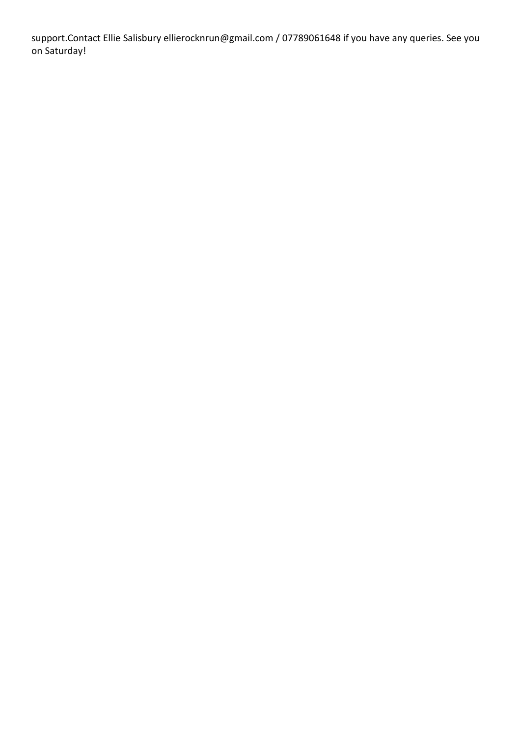support.Contact Ellie Salisbury ellierocknrun@gmail.com / 07789061648 if you have any queries. See you on Saturday!